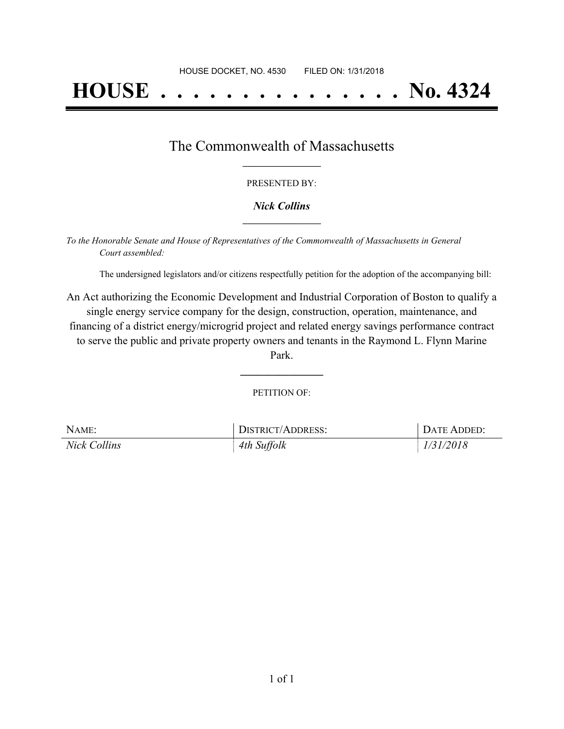HOUSE DOCKET, NO. 4530        FILED ON: 1/31/2018

# HOUSE . . . . . . . . . . . . . . . No. 4324

## The Commonwealth of Massachusetts

PRESENTED BY:

***Nick Collins***

*To the Honorable Senate and House of Representatives of the Commonwealth of Massachusetts in General Court assembled:*

The undersigned legislators and/or citizens respectfully petition for the adoption of the accompanying bill:

An Act authorizing the Economic Development and Industrial Corporation of Boston to qualify a single energy service company for the design, construction, operation, maintenance, and financing of a district energy/microgrid project and related energy savings performance contract to serve the public and private property owners and tenants in the Raymond L. Flynn Marine Park.

PETITION OF:

| NAME: | DISTRICT/ADDRESS: | DATE ADDED: |
| --- | --- | --- |
| *Nick Collins* | *4th Suffolk* | *1/31/2018* |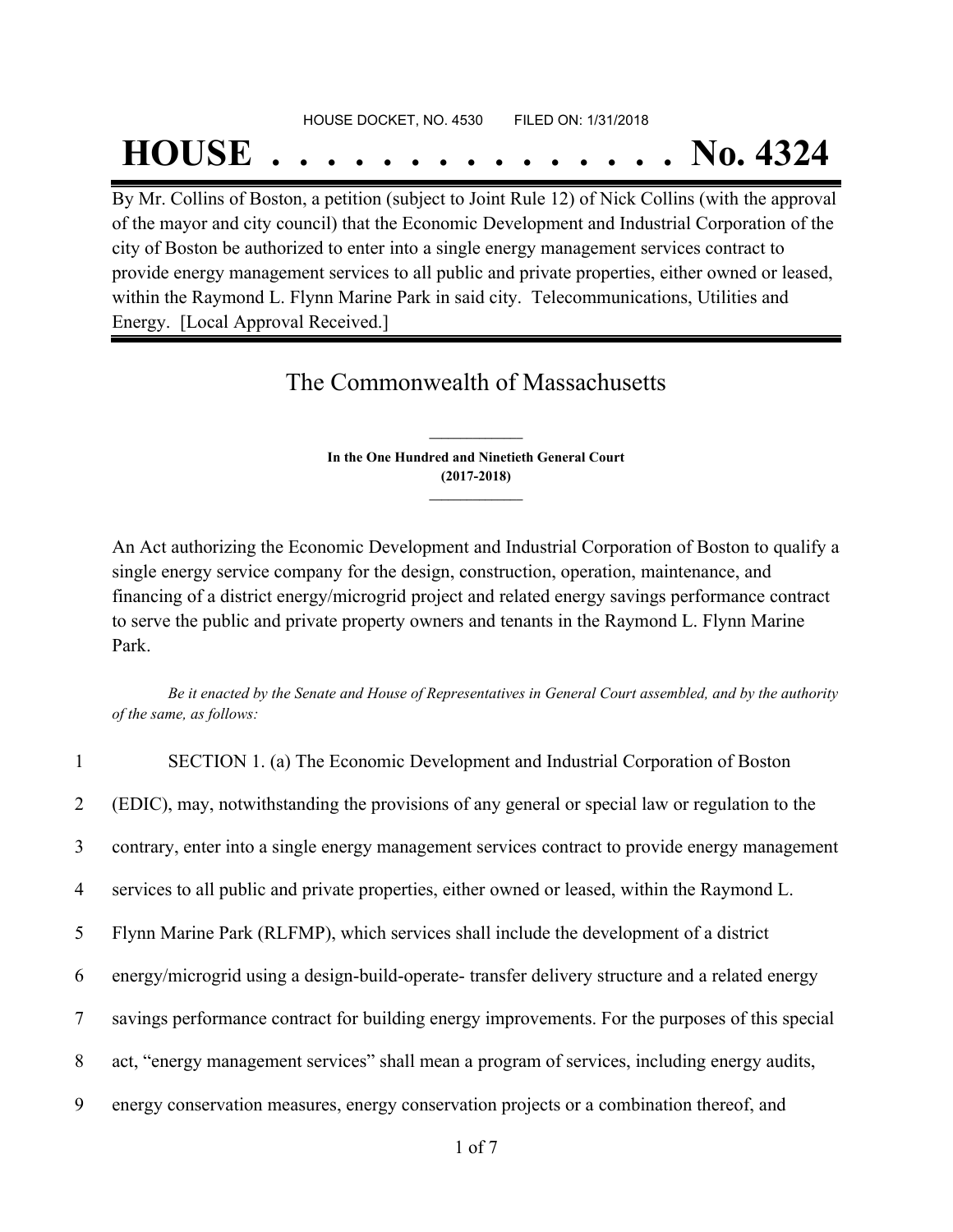HOUSE DOCKET, NO. 4530 FILED ON: 1/31/2018

# HOUSE . . . . . . . . . . . . . . . No. 4324

By Mr. Collins of Boston, a petition (subject to Joint Rule 12) of Nick Collins (with the approval of the mayor and city council) that the Economic Development and Industrial Corporation of the city of Boston be authorized to enter into a single energy management services contract to provide energy management services to all public and private properties, either owned or leased, within the Raymond L. Flynn Marine Park in said city. Telecommunications, Utilities and Energy. [Local Approval Received.]

## The Commonwealth of Massachusetts

**In the One Hundred and Ninetieth General Court**
**(2017-2018)**

An Act authorizing the Economic Development and Industrial Corporation of Boston to qualify a single energy service company for the design, construction, operation, maintenance, and financing of a district energy/microgrid project and related energy savings performance contract to serve the public and private property owners and tenants in the Raymond L. Flynn Marine Park.

*Be it enacted by the Senate and House of Representatives in General Court assembled, and by the authority of the same, as follows:*

1 SECTION 1. (a) The Economic Development and Industrial Corporation of Boston
2 (EDIC), may, notwithstanding the provisions of any general or special law or regulation to the
3 contrary, enter into a single energy management services contract to provide energy management
4 services to all public and private properties, either owned or leased, within the Raymond L.
5 Flynn Marine Park (RLFMP), which services shall include the development of a district
6 energy/microgrid using a design-build-operate- transfer delivery structure and a related energy
7 savings performance contract for building energy improvements. For the purposes of this special
8 act, "energy management services" shall mean a program of services, including energy audits,
9 energy conservation measures, energy conservation projects or a combination thereof, and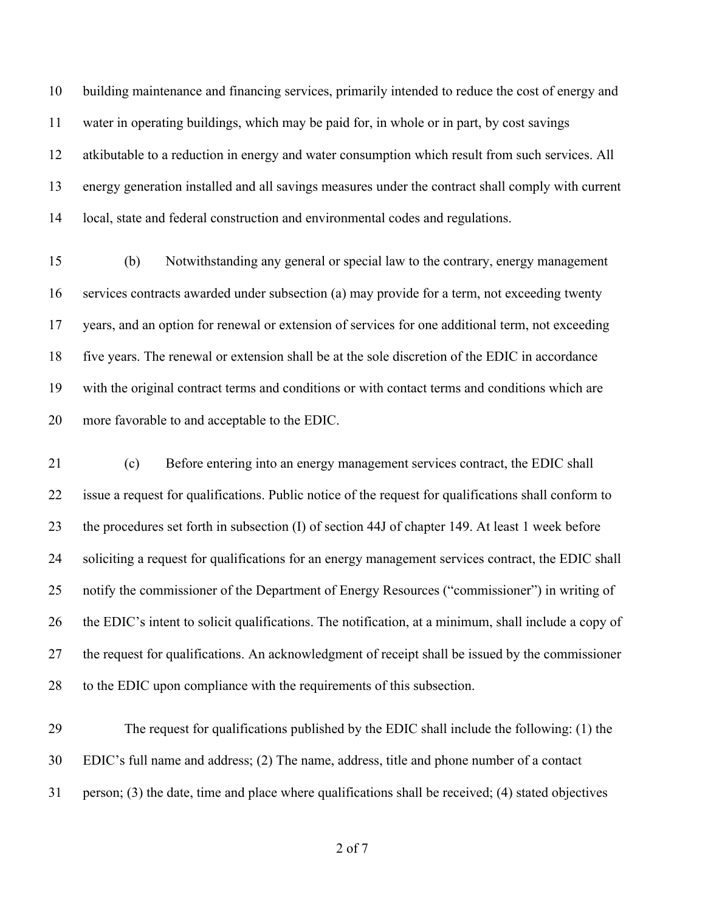building maintenance and financing services, primarily intended to reduce the cost of energy and water in operating buildings, which may be paid for, in whole or in part, by cost savings atkibutable to a reduction in energy and water consumption which result from such services. All energy generation installed and all savings measures under the contract shall comply with current local, state and federal construction and environmental codes and regulations.

(b) Notwithstanding any general or special law to the contrary, energy management services contracts awarded under subsection (a) may provide for a term, not exceeding twenty years, and an option for renewal or extension of services for one additional term, not exceeding five years. The renewal or extension shall be at the sole discretion of the EDIC in accordance with the original contract terms and conditions or with contact terms and conditions which are more favorable to and acceptable to the EDIC.

(c) Before entering into an energy management services contract, the EDIC shall issue a request for qualifications. Public notice of the request for qualifications shall conform to the procedures set forth in subsection (I) of section 44J of chapter 149. At least 1 week before soliciting a request for qualifications for an energy management services contract, the EDIC shall notify the commissioner of the Department of Energy Resources ("commissioner") in writing of the EDIC's intent to solicit qualifications. The notification, at a minimum, shall include a copy of the request for qualifications. An acknowledgment of receipt shall be issued by the commissioner to the EDIC upon compliance with the requirements of this subsection.

The request for qualifications published by the EDIC shall include the following: (1) the EDIC's full name and address; (2) The name, address, title and phone number of a contact person; (3) the date, time and place where qualifications shall be received; (4) stated objectives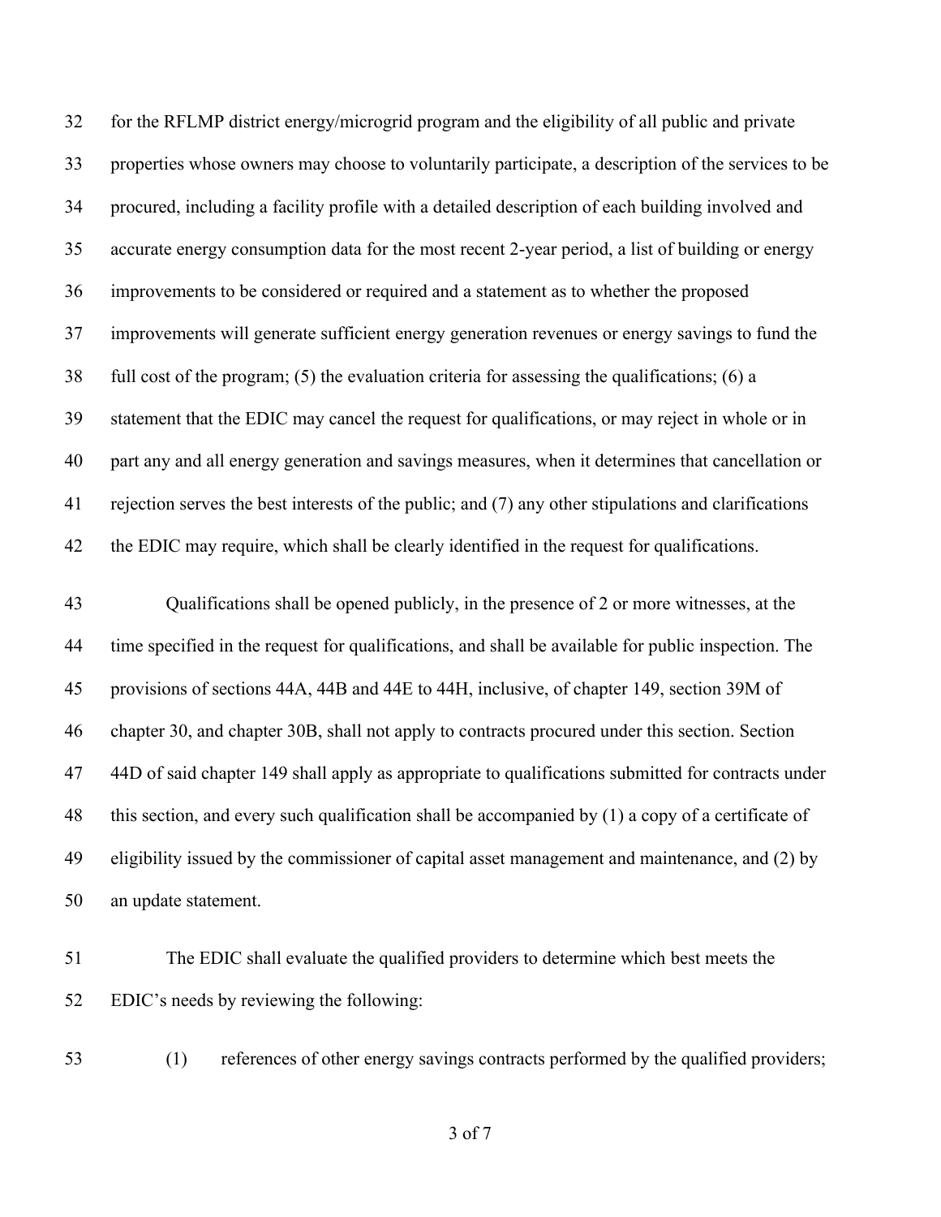for the RFLMP district energy/microgrid program and the eligibility of all public and private properties whose owners may choose to voluntarily participate, a description of the services to be procured, including a facility profile with a detailed description of each building involved and accurate energy consumption data for the most recent 2-year period, a list of building or energy improvements to be considered or required and a statement as to whether the proposed improvements will generate sufficient energy generation revenues or energy savings to fund the full cost of the program; (5) the evaluation criteria for assessing the qualifications; (6) a statement that the EDIC may cancel the request for qualifications, or may reject in whole or in part any and all energy generation and savings measures, when it determines that cancellation or rejection serves the best interests of the public; and (7) any other stipulations and clarifications the EDIC may require, which shall be clearly identified in the request for qualifications.

Qualifications shall be opened publicly, in the presence of 2 or more witnesses, at the time specified in the request for qualifications, and shall be available for public inspection. The provisions of sections 44A, 44B and 44E to 44H, inclusive, of chapter 149, section 39M of chapter 30, and chapter 30B, shall not apply to contracts procured under this section. Section 44D of said chapter 149 shall apply as appropriate to qualifications submitted for contracts under this section, and every such qualification shall be accompanied by (1) a copy of a certificate of eligibility issued by the commissioner of capital asset management and maintenance, and (2) by an update statement.

The EDIC shall evaluate the qualified providers to determine which best meets the EDIC's needs by reviewing the following:

(1) references of other energy savings contracts performed by the qualified providers;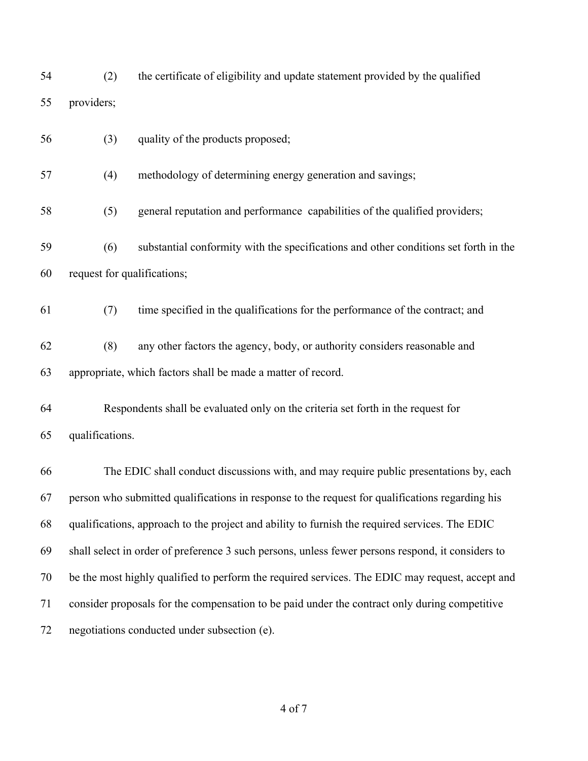(2) the certificate of eligibility and update statement provided by the qualified providers;

(3) quality of the products proposed;

(4) methodology of determining energy generation and savings;

(5) general reputation and performance capabilities of the qualified providers;

(6) substantial conformity with the specifications and other conditions set forth in the request for qualifications;

(7) time specified in the qualifications for the performance of the contract; and

(8) any other factors the agency, body, or authority considers reasonable and appropriate, which factors shall be made a matter of record.

Respondents shall be evaluated only on the criteria set forth in the request for qualifications.

The EDIC shall conduct discussions with, and may require public presentations by, each person who submitted qualifications in response to the request for qualifications regarding his qualifications, approach to the project and ability to furnish the required services. The EDIC shall select in order of preference 3 such persons, unless fewer persons respond, it considers to be the most highly qualified to perform the required services. The EDIC may request, accept and consider proposals for the compensation to be paid under the contract only during competitive negotiations conducted under subsection (e).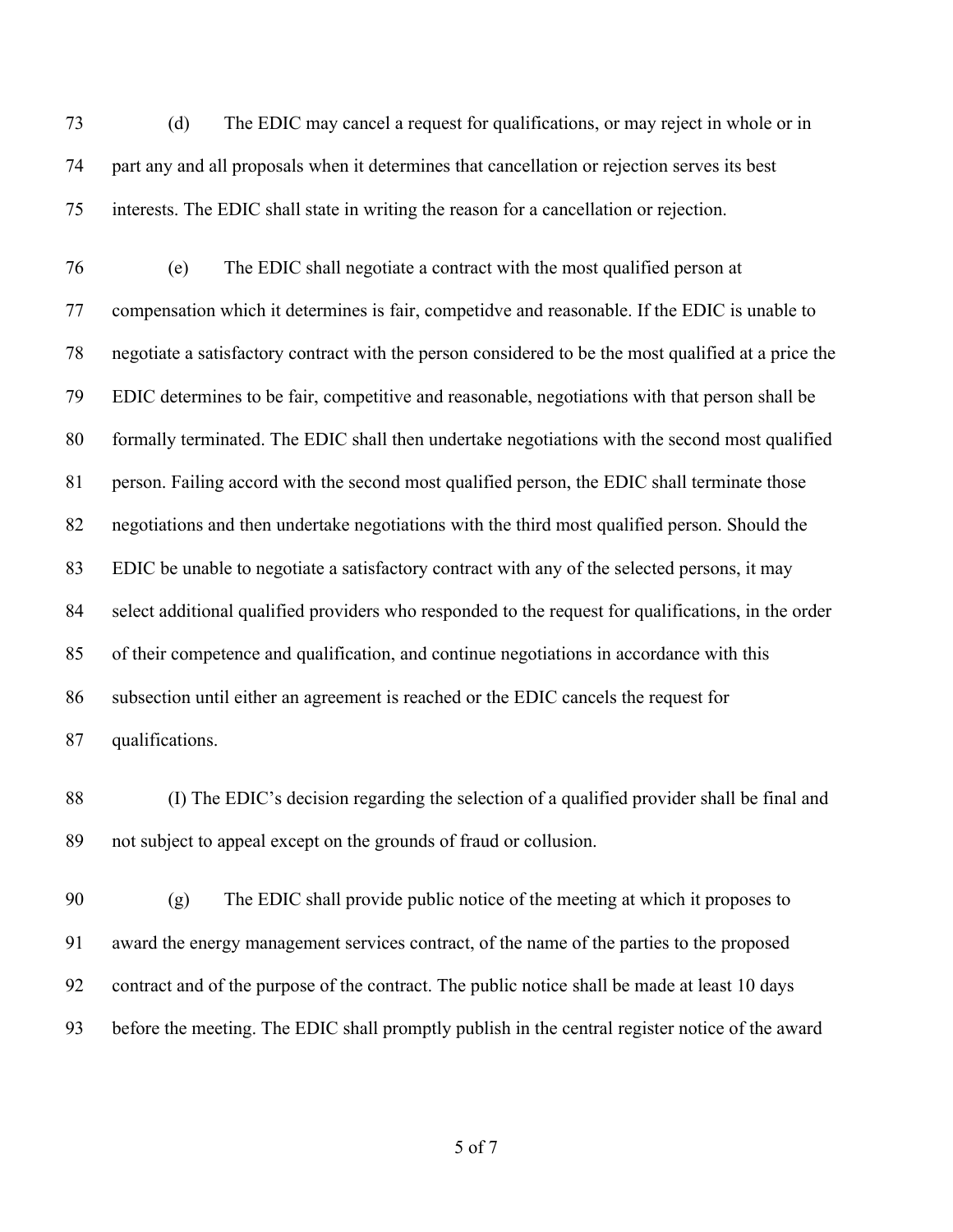(d) The EDIC may cancel a request for qualifications, or may reject in whole or in part any and all proposals when it determines that cancellation or rejection serves its best interests. The EDIC shall state in writing the reason for a cancellation or rejection.

(e) The EDIC shall negotiate a contract with the most qualified person at compensation which it determines is fair, competidve and reasonable. If the EDIC is unable to negotiate a satisfactory contract with the person considered to be the most qualified at a price the EDIC determines to be fair, competitive and reasonable, negotiations with that person shall be formally terminated. The EDIC shall then undertake negotiations with the second most qualified person. Failing accord with the second most qualified person, the EDIC shall terminate those negotiations and then undertake negotiations with the third most qualified person. Should the EDIC be unable to negotiate a satisfactory contract with any of the selected persons, it may select additional qualified providers who responded to the request for qualifications, in the order of their competence and qualification, and continue negotiations in accordance with this subsection until either an agreement is reached or the EDIC cancels the request for qualifications.

(I) The EDIC's decision regarding the selection of a qualified provider shall be final and not subject to appeal except on the grounds of fraud or collusion.

(g) The EDIC shall provide public notice of the meeting at which it proposes to award the energy management services contract, of the name of the parties to the proposed contract and of the purpose of the contract. The public notice shall be made at least 10 days before the meeting. The EDIC shall promptly publish in the central register notice of the award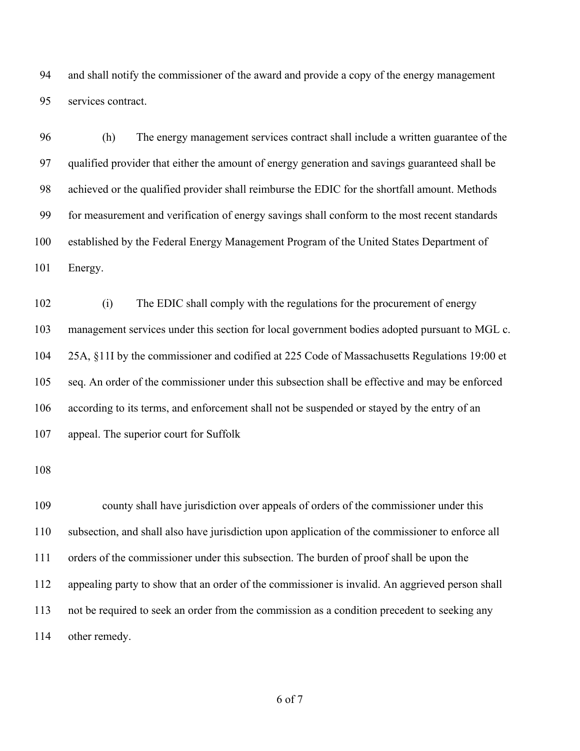and shall notify the commissioner of the award and provide a copy of the energy management services contract.

(h) The energy management services contract shall include a written guarantee of the qualified provider that either the amount of energy generation and savings guaranteed shall be achieved or the qualified provider shall reimburse the EDIC for the shortfall amount. Methods for measurement and verification of energy savings shall conform to the most recent standards established by the Federal Energy Management Program of the United States Department of Energy.

(i) The EDIC shall comply with the regulations for the procurement of energy management services under this section for local government bodies adopted pursuant to MGL c. 25A, §11I by the commissioner and codified at 225 Code of Massachusetts Regulations 19:00 et seq. An order of the commissioner under this subsection shall be effective and may be enforced according to its terms, and enforcement shall not be suspended or stayed by the entry of an appeal. The superior court for Suffolk

county shall have jurisdiction over appeals of orders of the commissioner under this subsection, and shall also have jurisdiction upon application of the commissioner to enforce all orders of the commissioner under this subsection. The burden of proof shall be upon the appealing party to show that an order of the commissioner is invalid. An aggrieved person shall not be required to seek an order from the commission as a condition precedent to seeking any other remedy.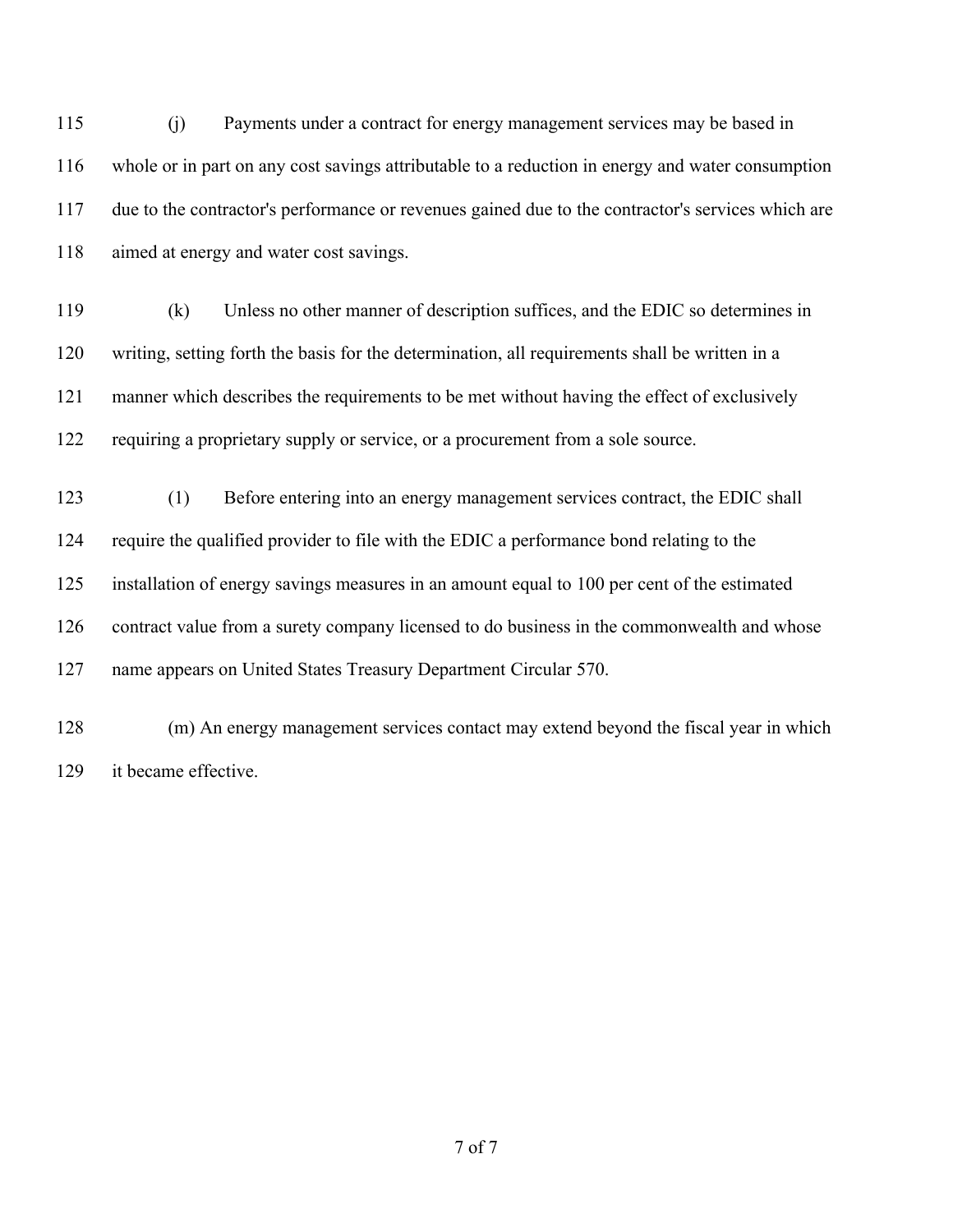(j) Payments under a contract for energy management services may be based in whole or in part on any cost savings attributable to a reduction in energy and water consumption due to the contractor's performance or revenues gained due to the contractor's services which are aimed at energy and water cost savings.

(k) Unless no other manner of description suffices, and the EDIC so determines in writing, setting forth the basis for the determination, all requirements shall be written in a manner which describes the requirements to be met without having the effect of exclusively requiring a proprietary supply or service, or a procurement from a sole source.

(1) Before entering into an energy management services contract, the EDIC shall require the qualified provider to file with the EDIC a performance bond relating to the installation of energy savings measures in an amount equal to 100 per cent of the estimated contract value from a surety company licensed to do business in the commonwealth and whose name appears on United States Treasury Department Circular 570.

(m) An energy management services contact may extend beyond the fiscal year in which it became effective.